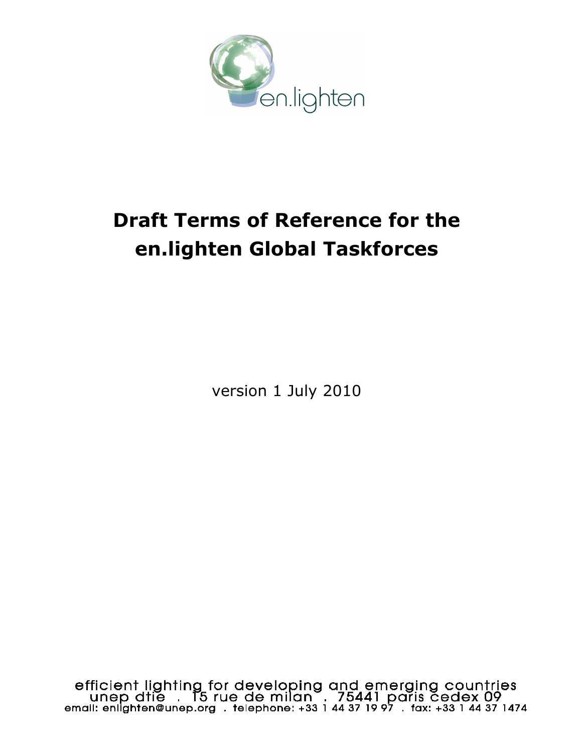en.lighten

# Draft Terms of Reference for the en.lighten Global Taskforces

version 1 July 2010

efficient lighting for developing and emerging countries
unep dtie . 15 rue de milan . 75441 paris cedex 09
email: enlighten@unep.org . telephone: +33 1 44 37 19 97 . fax: +33 1 44 37 1474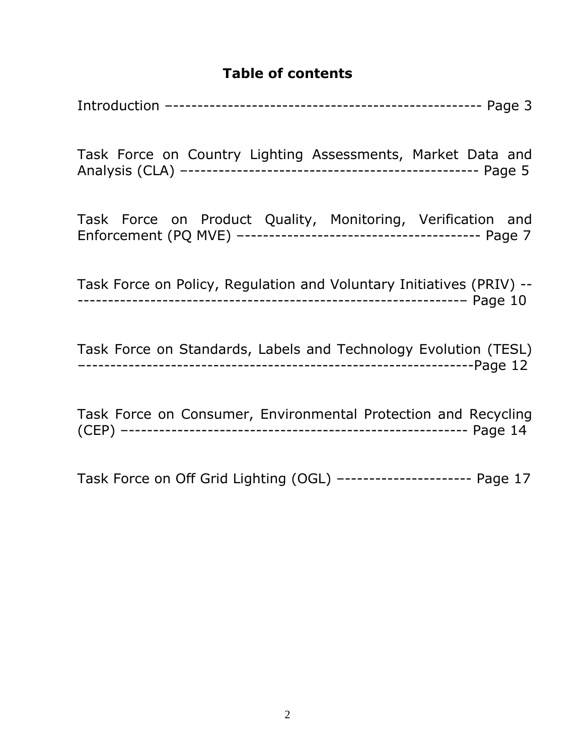## Table of contents

Introduction –-------------------------------------------------- Page 3

Task Force on Country Lighting Assessments, Market Data and Analysis (CLA) –----------------------------------------------- Page 5

Task Force on Product Quality, Monitoring, Verification and Enforcement (PQ MVE) –-------------------------------------- Page 7

Task Force on Policy, Regulation and Voluntary Initiatives (PRIV) ----------------------------------------------------------------– Page 10

Task Force on Standards, Labels and Technology Evolution (TESL) –-------------------------------------------------------------Page 12

Task Force on Consumer, Environmental Protection and Recycling (CEP) –------------------------------------------------------ Page 14

Task Force on Off Grid Lighting (OGL) –--------------------- Page 17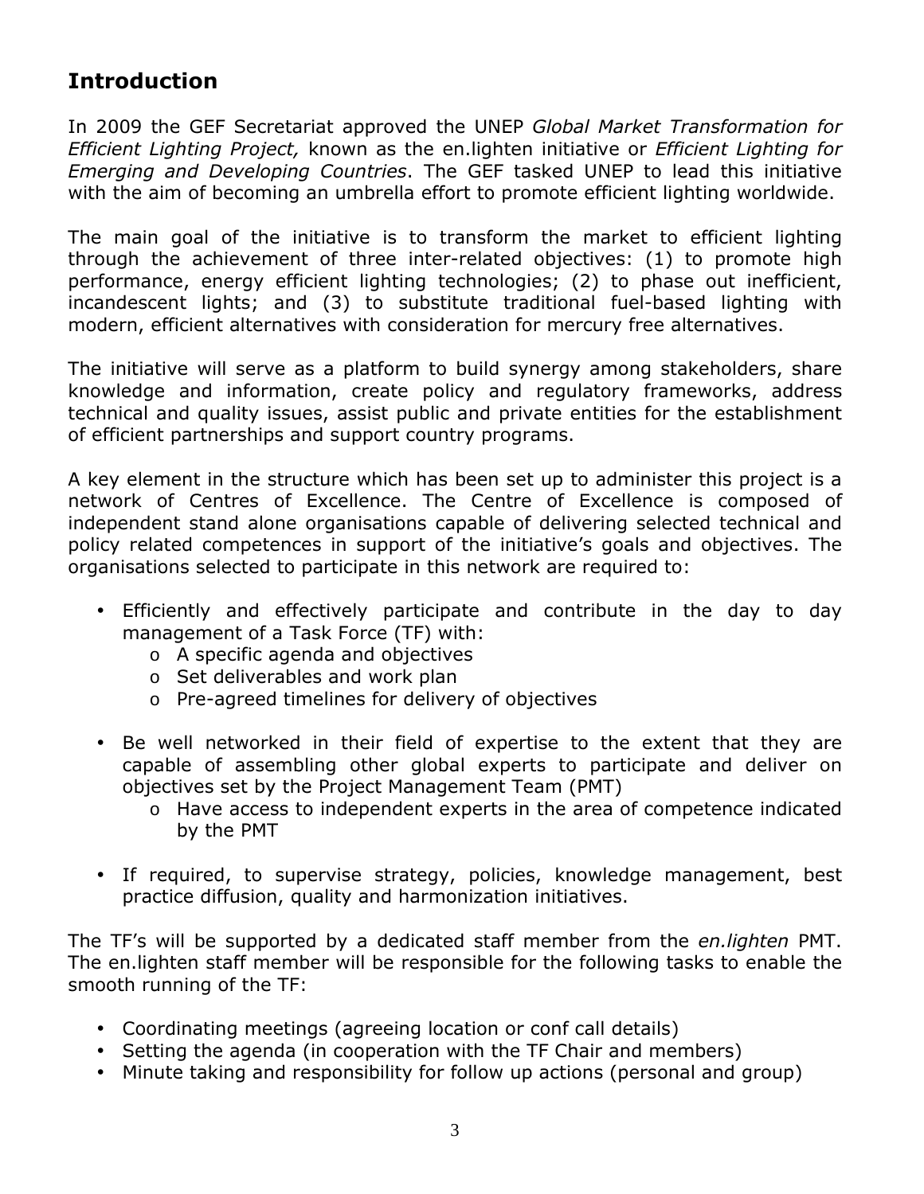## Introduction

In 2009 the GEF Secretariat approved the UNEP *Global Market Transformation for Efficient Lighting Project,* known as the en.lighten initiative or *Efficient Lighting for Emerging and Developing Countries*. The GEF tasked UNEP to lead this initiative with the aim of becoming an umbrella effort to promote efficient lighting worldwide.

The main goal of the initiative is to transform the market to efficient lighting through the achievement of three inter-related objectives: (1) to promote high performance, energy efficient lighting technologies; (2) to phase out inefficient, incandescent lights; and (3) to substitute traditional fuel-based lighting with modern, efficient alternatives with consideration for mercury free alternatives.

The initiative will serve as a platform to build synergy among stakeholders, share knowledge and information, create policy and regulatory frameworks, address technical and quality issues, assist public and private entities for the establishment of efficient partnerships and support country programs.

A key element in the structure which has been set up to administer this project is a network of Centres of Excellence. The Centre of Excellence is composed of independent stand alone organisations capable of delivering selected technical and policy related competences in support of the initiative's goals and objectives. The organisations selected to participate in this network are required to:

- Efficiently and effectively participate and contribute in the day to day management of a Task Force (TF) with:
  - A specific agenda and objectives
  - Set deliverables and work plan
  - Pre-agreed timelines for delivery of objectives
- Be well networked in their field of expertise to the extent that they are capable of assembling other global experts to participate and deliver on objectives set by the Project Management Team (PMT)
  - Have access to independent experts in the area of competence indicated by the PMT
- If required, to supervise strategy, policies, knowledge management, best practice diffusion, quality and harmonization initiatives.

The TF's will be supported by a dedicated staff member from the *en.lighten* PMT. The en.lighten staff member will be responsible for the following tasks to enable the smooth running of the TF:

- Coordinating meetings (agreeing location or conf call details)
- Setting the agenda (in cooperation with the TF Chair and members)
- Minute taking and responsibility for follow up actions (personal and group)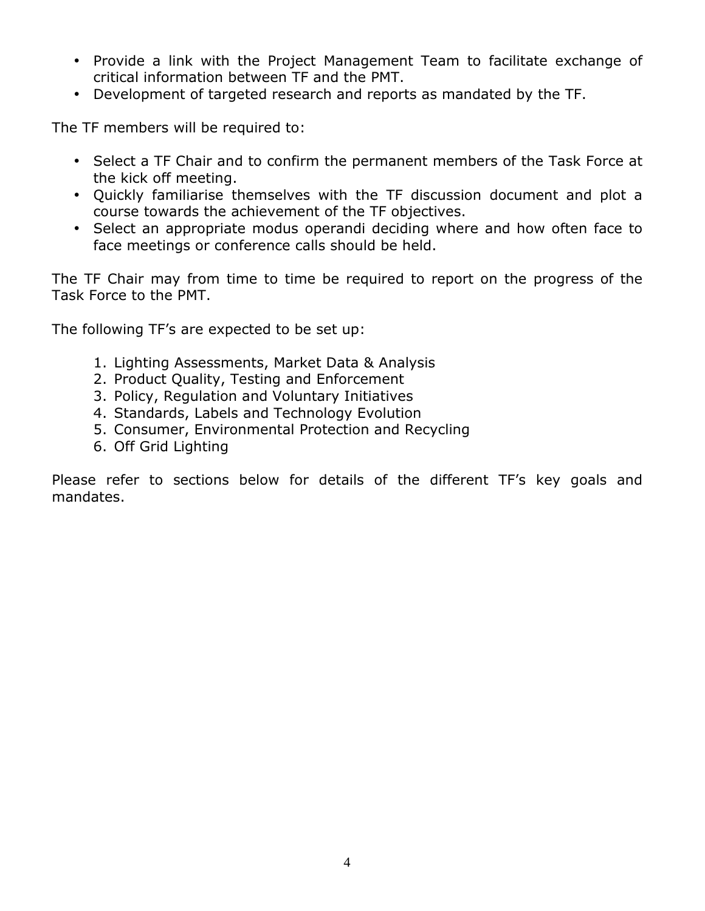- Provide a link with the Project Management Team to facilitate exchange of critical information between TF and the PMT.
- Development of targeted research and reports as mandated by the TF.

The TF members will be required to:

- Select a TF Chair and to confirm the permanent members of the Task Force at the kick off meeting.
- Quickly familiarise themselves with the TF discussion document and plot a course towards the achievement of the TF objectives.
- Select an appropriate modus operandi deciding where and how often face to face meetings or conference calls should be held.

The TF Chair may from time to time be required to report on the progress of the Task Force to the PMT.

The following TF's are expected to be set up:

1. Lighting Assessments, Market Data & Analysis
2. Product Quality, Testing and Enforcement
3. Policy, Regulation and Voluntary Initiatives
4. Standards, Labels and Technology Evolution
5. Consumer, Environmental Protection and Recycling
6. Off Grid Lighting

Please refer to sections below for details of the different TF's key goals and mandates.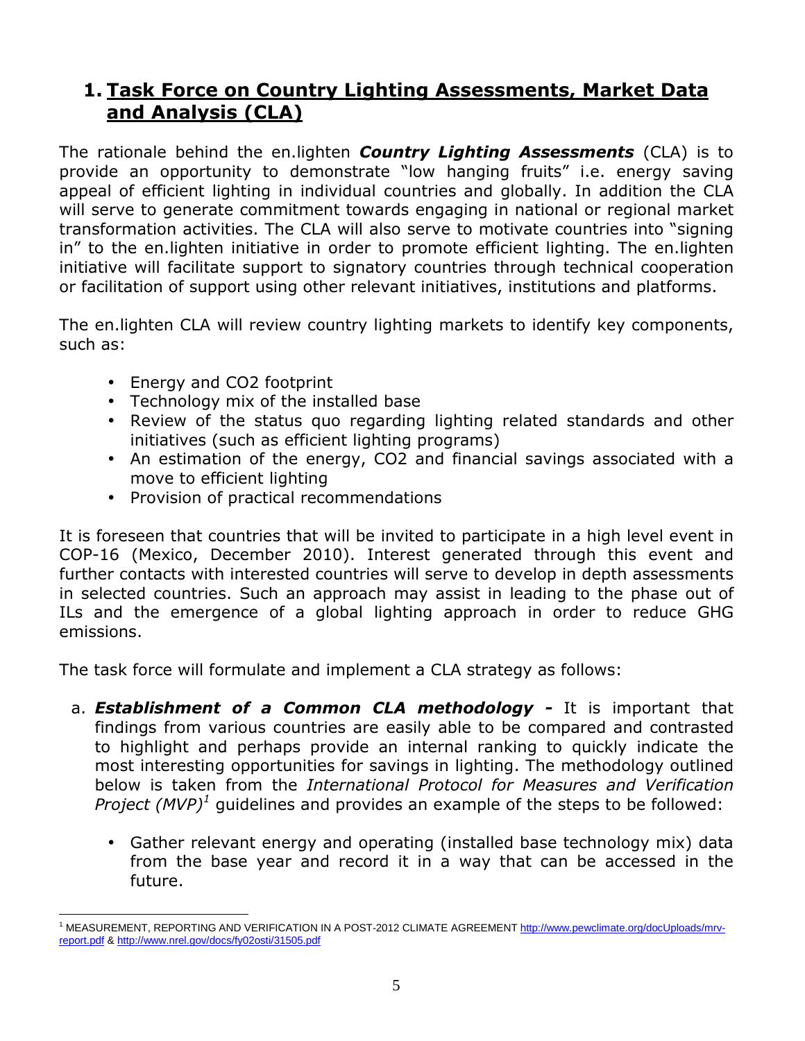# 1. Task Force on Country Lighting Assessments, Market Data and Analysis (CLA)

The rationale behind the en.lighten ***Country Lighting Assessments*** (CLA) is to provide an opportunity to demonstrate "low hanging fruits" i.e. energy saving appeal of efficient lighting in individual countries and globally. In addition the CLA will serve to generate commitment towards engaging in national or regional market transformation activities. The CLA will also serve to motivate countries into "signing in" to the en.lighten initiative in order to promote efficient lighting. The en.lighten initiative will facilitate support to signatory countries through technical cooperation or facilitation of support using other relevant initiatives, institutions and platforms.

The en.lighten CLA will review country lighting markets to identify key components, such as:

- Energy and CO2 footprint
- Technology mix of the installed base
- Review of the status quo regarding lighting related standards and other initiatives (such as efficient lighting programs)
- An estimation of the energy, CO2 and financial savings associated with a move to efficient lighting
- Provision of practical recommendations

It is foreseen that countries that will be invited to participate in a high level event in COP-16 (Mexico, December 2010). Interest generated through this event and further contacts with interested countries will serve to develop in depth assessments in selected countries. Such an approach may assist in leading to the phase out of ILs and the emergence of a global lighting approach in order to reduce GHG emissions.

The task force will formulate and implement a CLA strategy as follows:

a. ***Establishment of a Common CLA methodology -*** It is important that findings from various countries are easily able to be compared and contrasted to highlight and perhaps provide an internal ranking to quickly indicate the most interesting opportunities for savings in lighting. The methodology outlined below is taken from the *International Protocol for Measures and Verification Project (MVP)*[1] guidelines and provides an example of the steps to be followed:

   - Gather relevant energy and operating (installed base technology mix) data from the base year and record it in a way that can be accessed in the future.

---

[1] MEASUREMENT, REPORTING AND VERIFICATION IN A POST-2012 CLIMATE AGREEMENT http://www.pewclimate.org/docUploads/mrv-report.pdf & http://www.nrel.gov/docs/fy02osti/31505.pdf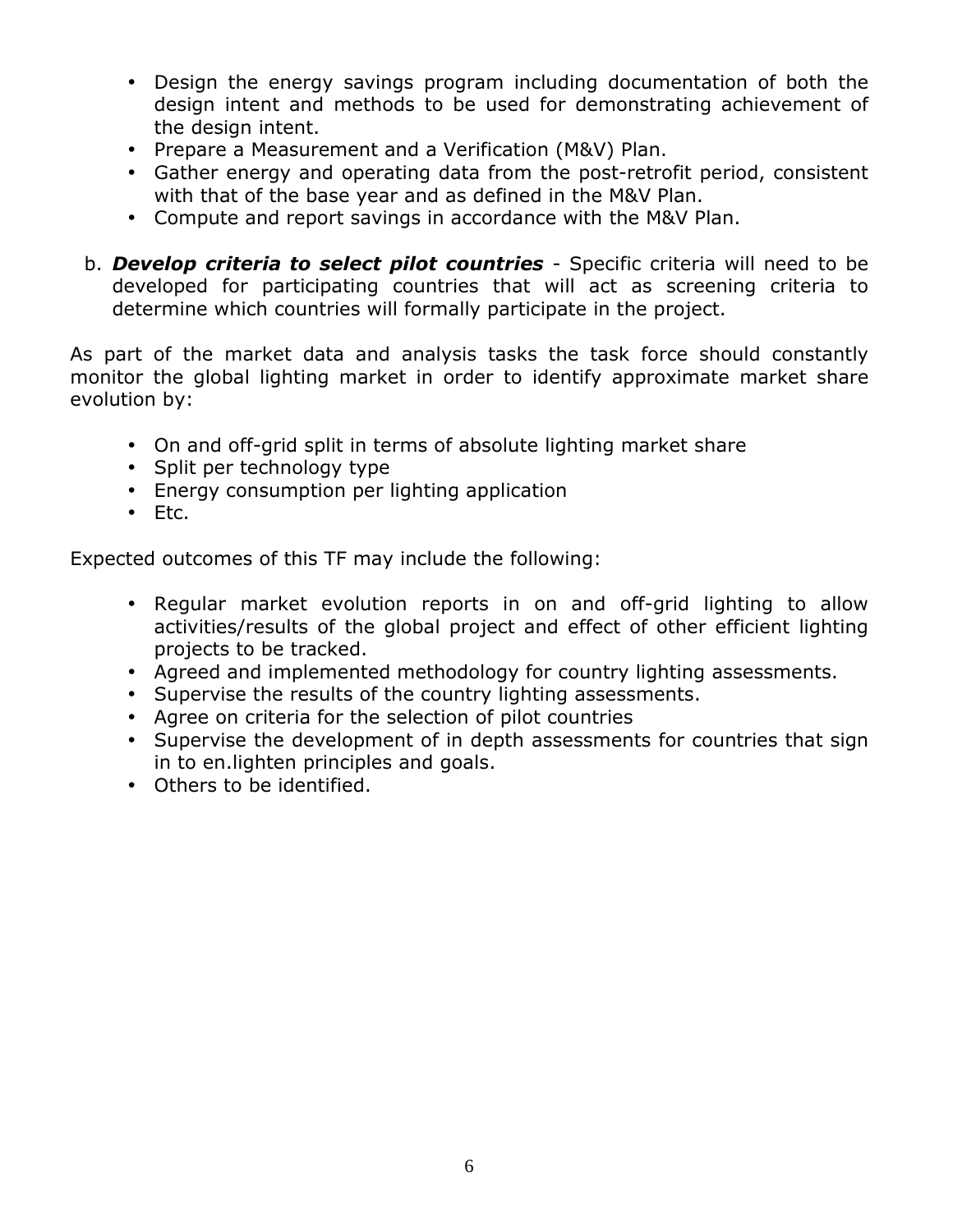- Design the energy savings program including documentation of both the design intent and methods to be used for demonstrating achievement of the design intent.
- Prepare a Measurement and a Verification (M&V) Plan.
- Gather energy and operating data from the post-retrofit period, consistent with that of the base year and as defined in the M&V Plan.
- Compute and report savings in accordance with the M&V Plan.

b. ***Develop criteria to select pilot countries*** - Specific criteria will need to be developed for participating countries that will act as screening criteria to determine which countries will formally participate in the project.

As part of the market data and analysis tasks the task force should constantly monitor the global lighting market in order to identify approximate market share evolution by:

- On and off-grid split in terms of absolute lighting market share
- Split per technology type
- Energy consumption per lighting application
- Etc.

Expected outcomes of this TF may include the following:

- Regular market evolution reports in on and off-grid lighting to allow activities/results of the global project and effect of other efficient lighting projects to be tracked.
- Agreed and implemented methodology for country lighting assessments.
- Supervise the results of the country lighting assessments.
- Agree on criteria for the selection of pilot countries
- Supervise the development of in depth assessments for countries that sign in to en.lighten principles and goals.
- Others to be identified.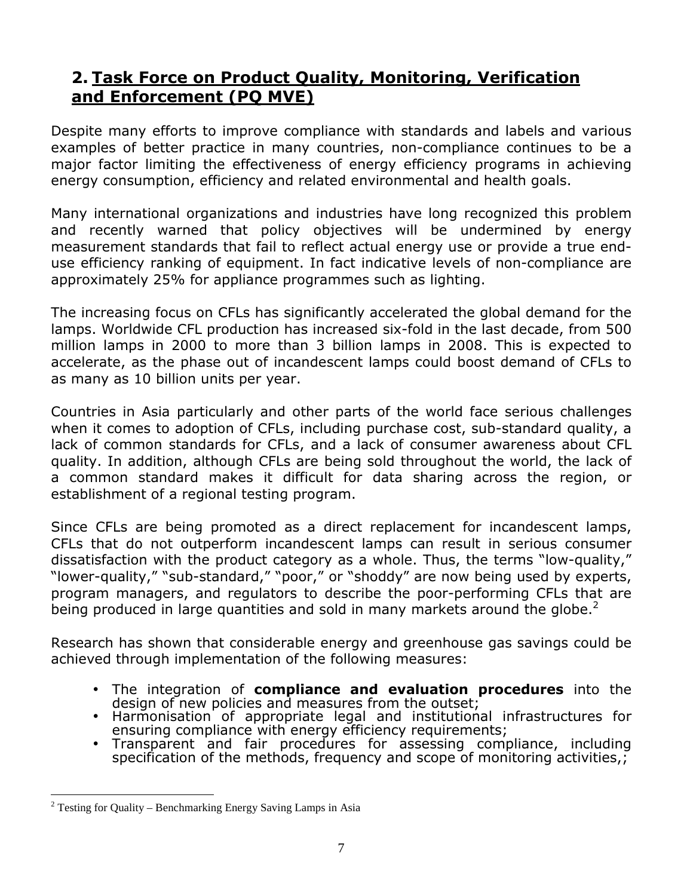## 2. Task Force on Product Quality, Monitoring, Verification and Enforcement (PQ MVE)

Despite many efforts to improve compliance with standards and labels and various examples of better practice in many countries, non-compliance continues to be a major factor limiting the effectiveness of energy efficiency programs in achieving energy consumption, efficiency and related environmental and health goals.

Many international organizations and industries have long recognized this problem and recently warned that policy objectives will be undermined by energy measurement standards that fail to reflect actual energy use or provide a true end-use efficiency ranking of equipment. In fact indicative levels of non-compliance are approximately 25% for appliance programmes such as lighting.

The increasing focus on CFLs has significantly accelerated the global demand for the lamps. Worldwide CFL production has increased six-fold in the last decade, from 500 million lamps in 2000 to more than 3 billion lamps in 2008. This is expected to accelerate, as the phase out of incandescent lamps could boost demand of CFLs to as many as 10 billion units per year.

Countries in Asia particularly and other parts of the world face serious challenges when it comes to adoption of CFLs, including purchase cost, sub-standard quality, a lack of common standards for CFLs, and a lack of consumer awareness about CFL quality. In addition, although CFLs are being sold throughout the world, the lack of a common standard makes it difficult for data sharing across the region, or establishment of a regional testing program.

Since CFLs are being promoted as a direct replacement for incandescent lamps, CFLs that do not outperform incandescent lamps can result in serious consumer dissatisfaction with the product category as a whole. Thus, the terms "low-quality," "lower-quality," "sub-standard," "poor," or "shoddy" are now being used by experts, program managers, and regulators to describe the poor-performing CFLs that are being produced in large quantities and sold in many markets around the globe.[2]

Research has shown that considerable energy and greenhouse gas savings could be achieved through implementation of the following measures:

- The integration of **compliance and evaluation procedures** into the design of new policies and measures from the outset;
- Harmonisation of appropriate legal and institutional infrastructures for ensuring compliance with energy efficiency requirements;
- Transparent and fair procedures for assessing compliance, including specification of the methods, frequency and scope of monitoring activities,;

[2] Testing for Quality – Benchmarking Energy Saving Lamps in Asia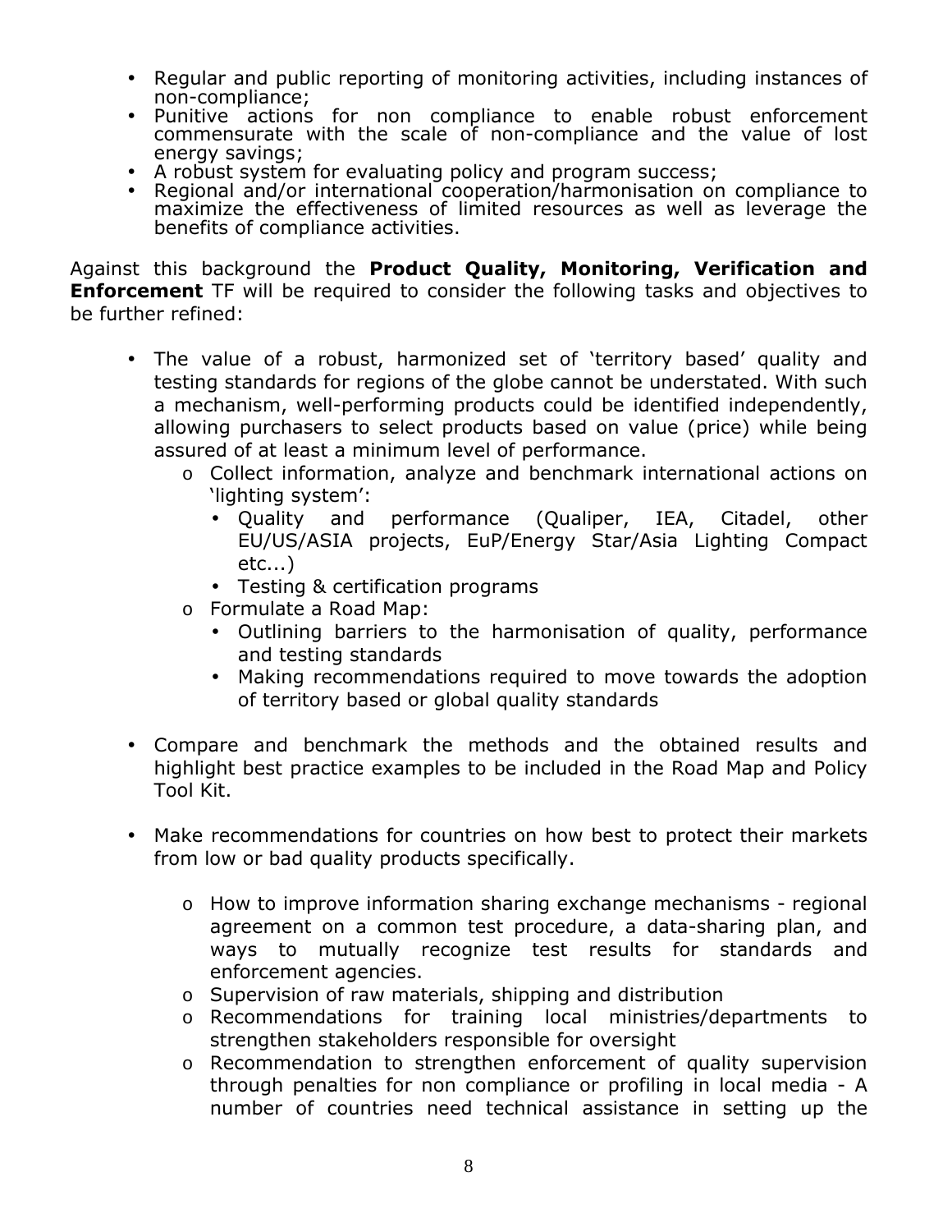- Regular and public reporting of monitoring activities, including instances of non-compliance;
- Punitive actions for non compliance to enable robust enforcement commensurate with the scale of non-compliance and the value of lost energy savings;
- A robust system for evaluating policy and program success;
- Regional and/or international cooperation/harmonisation on compliance to maximize the effectiveness of limited resources as well as leverage the benefits of compliance activities.

Against this background the **Product Quality, Monitoring, Verification and Enforcement** TF will be required to consider the following tasks and objectives to be further refined:

- The value of a robust, harmonized set of 'territory based' quality and testing standards for regions of the globe cannot be understated. With such a mechanism, well-performing products could be identified independently, allowing purchasers to select products based on value (price) while being assured of at least a minimum level of performance.
    - Collect information, analyze and benchmark international actions on 'lighting system':
        - Quality and performance (Qualiper, IEA, Citadel, other EU/US/ASIA projects, EuP/Energy Star/Asia Lighting Compact etc...)
        - Testing & certification programs
    - Formulate a Road Map:
        - Outlining barriers to the harmonisation of quality, performance and testing standards
        - Making recommendations required to move towards the adoption of territory based or global quality standards

- Compare and benchmark the methods and the obtained results and highlight best practice examples to be included in the Road Map and Policy Tool Kit.

- Make recommendations for countries on how best to protect their markets from low or bad quality products specifically.

    - How to improve information sharing exchange mechanisms - regional agreement on a common test procedure, a data-sharing plan, and ways to mutually recognize test results for standards and enforcement agencies.
    - Supervision of raw materials, shipping and distribution
    - Recommendations for training local ministries/departments to strengthen stakeholders responsible for oversight
    - Recommendation to strengthen enforcement of quality supervision through penalties for non compliance or profiling in local media - A number of countries need technical assistance in setting up the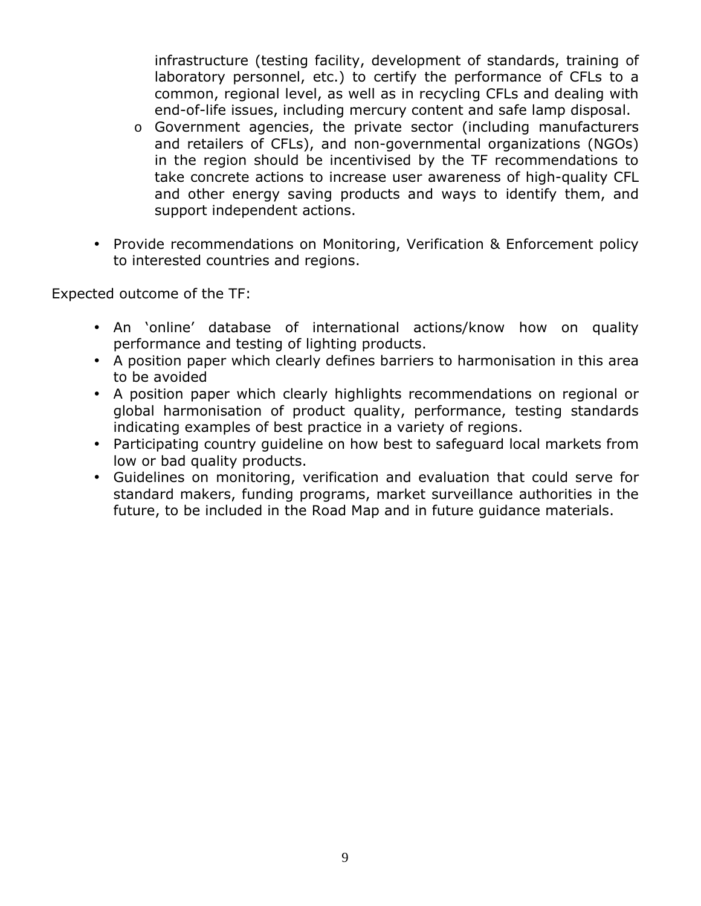infrastructure (testing facility, development of standards, training of laboratory personnel, etc.) to certify the performance of CFLs to a common, regional level, as well as in recycling CFLs and dealing with end-of-life issues, including mercury content and safe lamp disposal.
  - Government agencies, the private sector (including manufacturers and retailers of CFLs), and non-governmental organizations (NGOs) in the region should be incentivised by the TF recommendations to take concrete actions to increase user awareness of high-quality CFL and other energy saving products and ways to identify them, and support independent actions.

- Provide recommendations on Monitoring, Verification & Enforcement policy to interested countries and regions.

Expected outcome of the TF:

- An 'online' database of international actions/know how on quality performance and testing of lighting products.
- A position paper which clearly defines barriers to harmonisation in this area to be avoided
- A position paper which clearly highlights recommendations on regional or global harmonisation of product quality, performance, testing standards indicating examples of best practice in a variety of regions.
- Participating country guideline on how best to safeguard local markets from low or bad quality products.
- Guidelines on monitoring, verification and evaluation that could serve for standard makers, funding programs, market surveillance authorities in the future, to be included in the Road Map and in future guidance materials.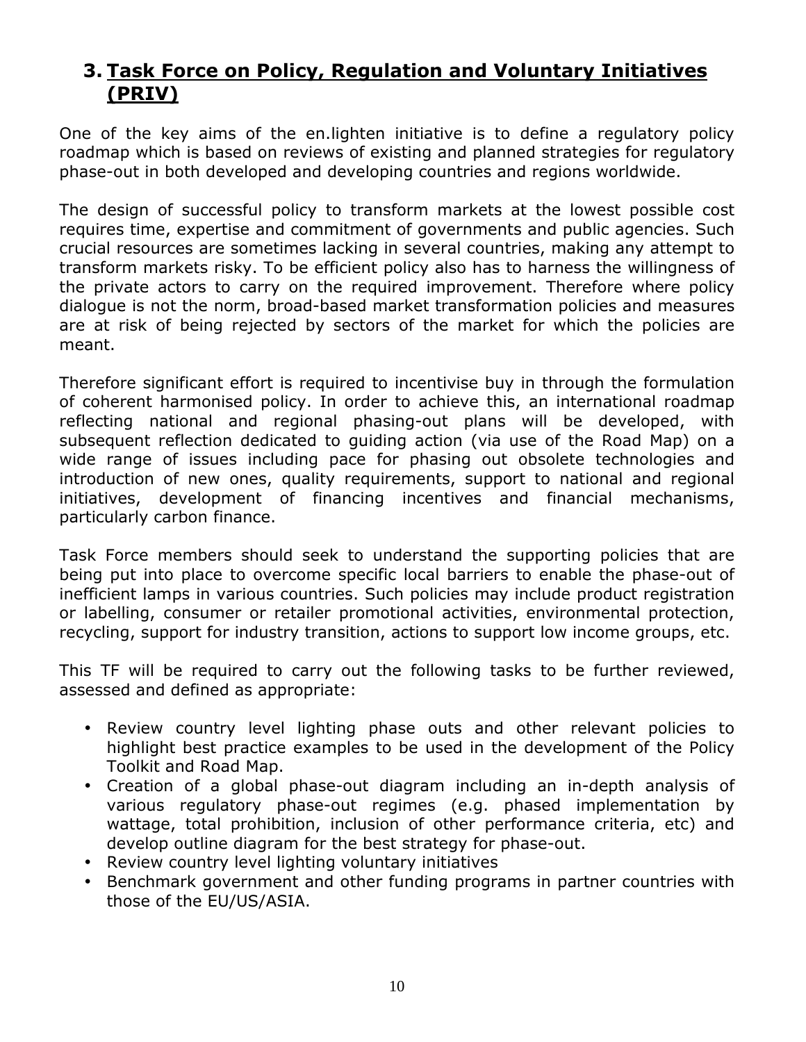## 3. Task Force on Policy, Regulation and Voluntary Initiatives (PRIV)

One of the key aims of the en.lighten initiative is to define a regulatory policy roadmap which is based on reviews of existing and planned strategies for regulatory phase-out in both developed and developing countries and regions worldwide.

The design of successful policy to transform markets at the lowest possible cost requires time, expertise and commitment of governments and public agencies. Such crucial resources are sometimes lacking in several countries, making any attempt to transform markets risky. To be efficient policy also has to harness the willingness of the private actors to carry on the required improvement. Therefore where policy dialogue is not the norm, broad-based market transformation policies and measures are at risk of being rejected by sectors of the market for which the policies are meant.

Therefore significant effort is required to incentivise buy in through the formulation of coherent harmonised policy. In order to achieve this, an international roadmap reflecting national and regional phasing-out plans will be developed, with subsequent reflection dedicated to guiding action (via use of the Road Map) on a wide range of issues including pace for phasing out obsolete technologies and introduction of new ones, quality requirements, support to national and regional initiatives, development of financing incentives and financial mechanisms, particularly carbon finance.

Task Force members should seek to understand the supporting policies that are being put into place to overcome specific local barriers to enable the phase-out of inefficient lamps in various countries. Such policies may include product registration or labelling, consumer or retailer promotional activities, environmental protection, recycling, support for industry transition, actions to support low income groups, etc.

This TF will be required to carry out the following tasks to be further reviewed, assessed and defined as appropriate:

- Review country level lighting phase outs and other relevant policies to highlight best practice examples to be used in the development of the Policy Toolkit and Road Map.
- Creation of a global phase-out diagram including an in-depth analysis of various regulatory phase-out regimes (e.g. phased implementation by wattage, total prohibition, inclusion of other performance criteria, etc) and develop outline diagram for the best strategy for phase-out.
- Review country level lighting voluntary initiatives
- Benchmark government and other funding programs in partner countries with those of the EU/US/ASIA.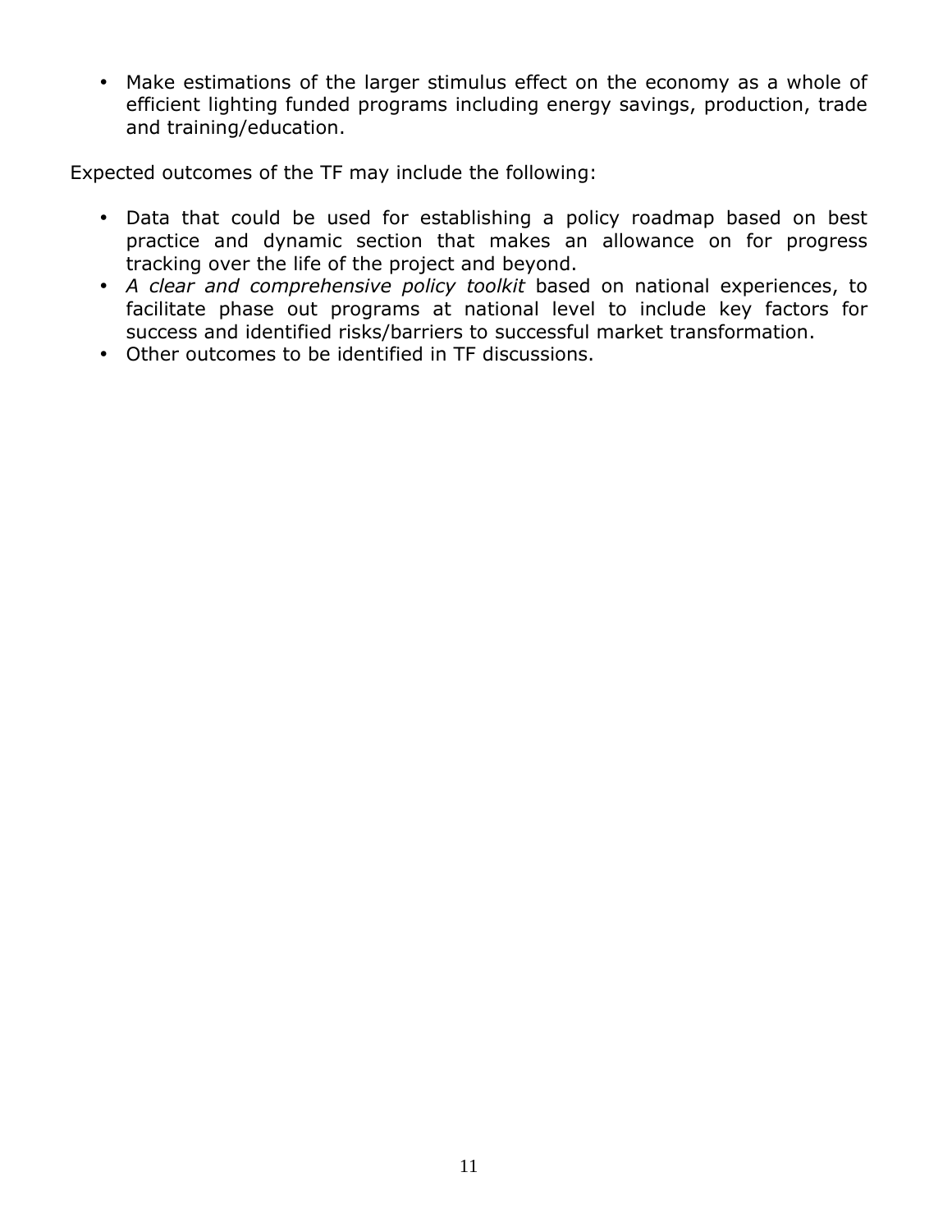- Make estimations of the larger stimulus effect on the economy as a whole of efficient lighting funded programs including energy savings, production, trade and training/education.

Expected outcomes of the TF may include the following:

- Data that could be used for establishing a policy roadmap based on best practice and dynamic section that makes an allowance on for progress tracking over the life of the project and beyond.
- *A clear and comprehensive policy toolkit* based on national experiences, to facilitate phase out programs at national level to include key factors for success and identified risks/barriers to successful market transformation.
- Other outcomes to be identified in TF discussions.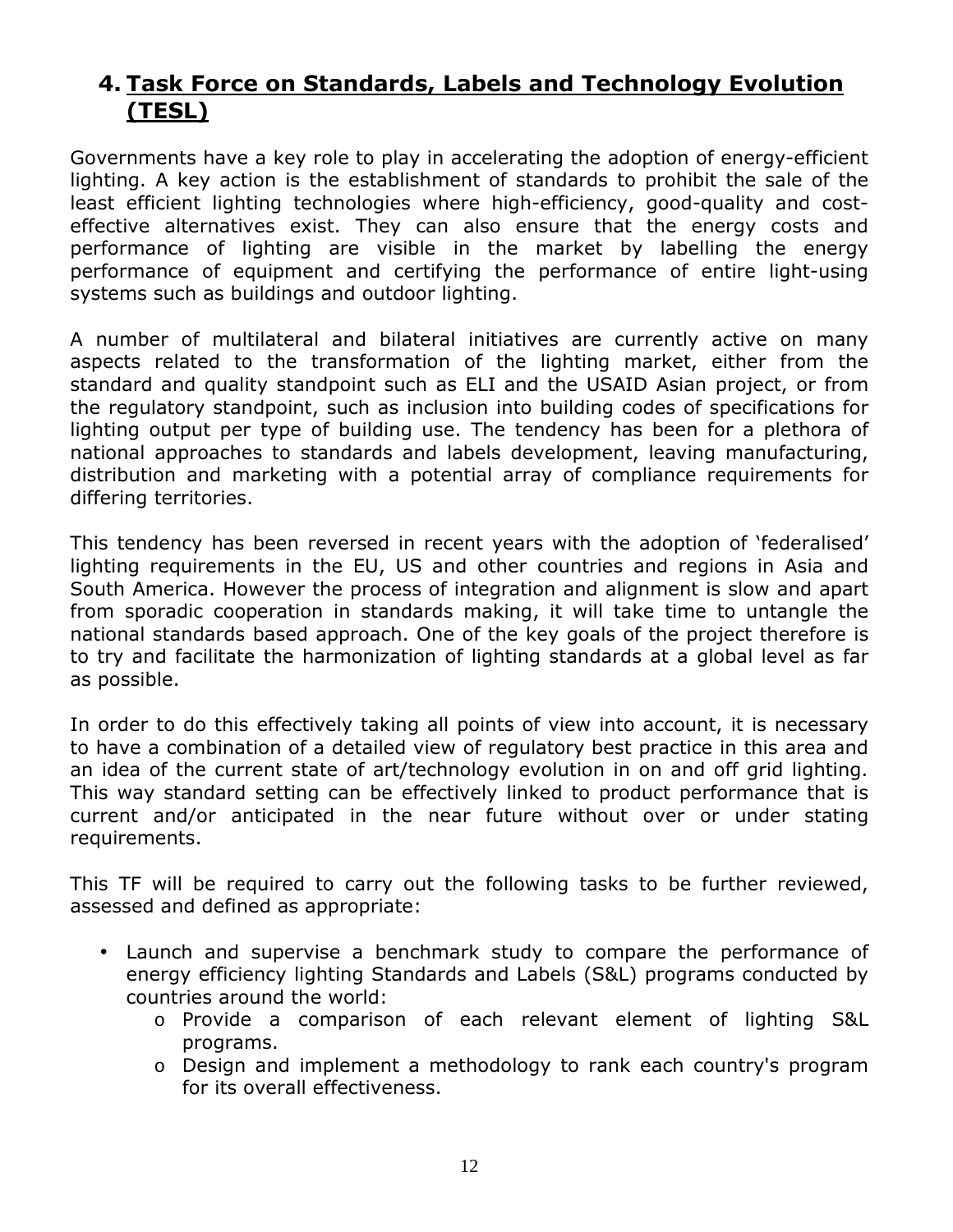## 4. Task Force on Standards, Labels and Technology Evolution (TESL)

Governments have a key role to play in accelerating the adoption of energy-efficient lighting. A key action is the establishment of standards to prohibit the sale of the least efficient lighting technologies where high-efficiency, good-quality and cost-effective alternatives exist. They can also ensure that the energy costs and performance of lighting are visible in the market by labelling the energy performance of equipment and certifying the performance of entire light-using systems such as buildings and outdoor lighting.

A number of multilateral and bilateral initiatives are currently active on many aspects related to the transformation of the lighting market, either from the standard and quality standpoint such as ELI and the USAID Asian project, or from the regulatory standpoint, such as inclusion into building codes of specifications for lighting output per type of building use. The tendency has been for a plethora of national approaches to standards and labels development, leaving manufacturing, distribution and marketing with a potential array of compliance requirements for differing territories.

This tendency has been reversed in recent years with the adoption of 'federalised' lighting requirements in the EU, US and other countries and regions in Asia and South America. However the process of integration and alignment is slow and apart from sporadic cooperation in standards making, it will take time to untangle the national standards based approach. One of the key goals of the project therefore is to try and facilitate the harmonization of lighting standards at a global level as far as possible.

In order to do this effectively taking all points of view into account, it is necessary to have a combination of a detailed view of regulatory best practice in this area and an idea of the current state of art/technology evolution in on and off grid lighting. This way standard setting can be effectively linked to product performance that is current and/or anticipated in the near future without over or under stating requirements.

This TF will be required to carry out the following tasks to be further reviewed, assessed and defined as appropriate:

- Launch and supervise a benchmark study to compare the performance of energy efficiency lighting Standards and Labels (S&L) programs conducted by countries around the world:
  - Provide a comparison of each relevant element of lighting S&L programs.
  - Design and implement a methodology to rank each country's program for its overall effectiveness.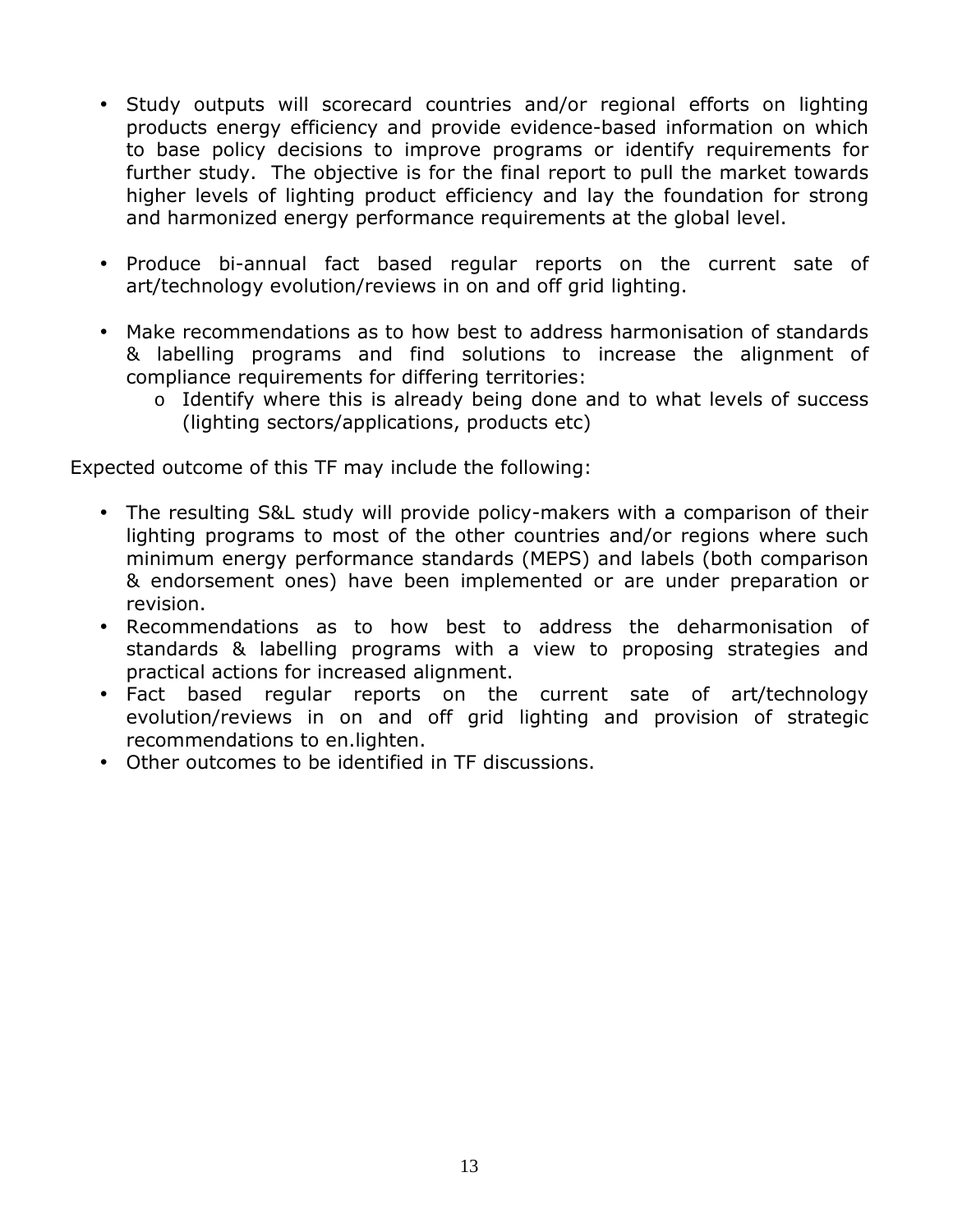- Study outputs will scorecard countries and/or regional efforts on lighting products energy efficiency and provide evidence-based information on which to base policy decisions to improve programs or identify requirements for further study. The objective is for the final report to pull the market towards higher levels of lighting product efficiency and lay the foundation for strong and harmonized energy performance requirements at the global level.

- Produce bi-annual fact based regular reports on the current sate of art/technology evolution/reviews in on and off grid lighting.

- Make recommendations as to how best to address harmonisation of standards & labelling programs and find solutions to increase the alignment of compliance requirements for differing territories:
  - Identify where this is already being done and to what levels of success (lighting sectors/applications, products etc)

Expected outcome of this TF may include the following:

- The resulting S&L study will provide policy-makers with a comparison of their lighting programs to most of the other countries and/or regions where such minimum energy performance standards (MEPS) and labels (both comparison & endorsement ones) have been implemented or are under preparation or revision.
- Recommendations as to how best to address the deharmonisation of standards & labelling programs with a view to proposing strategies and practical actions for increased alignment.
- Fact based regular reports on the current sate of art/technology evolution/reviews in on and off grid lighting and provision of strategic recommendations to en.lighten.
- Other outcomes to be identified in TF discussions.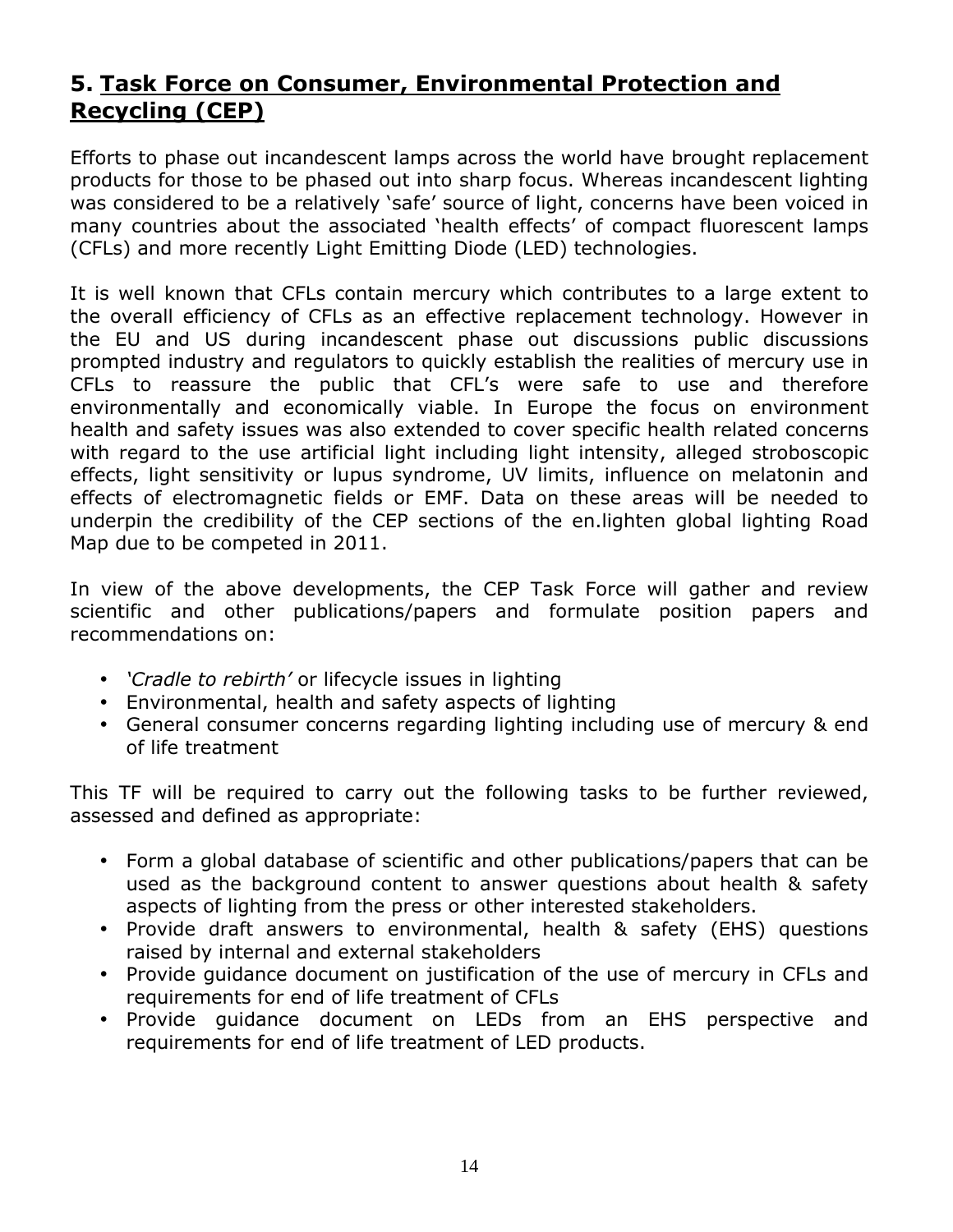## 5. Task Force on Consumer, Environmental Protection and Recycling (CEP)

Efforts to phase out incandescent lamps across the world have brought replacement products for those to be phased out into sharp focus. Whereas incandescent lighting was considered to be a relatively 'safe' source of light, concerns have been voiced in many countries about the associated 'health effects' of compact fluorescent lamps (CFLs) and more recently Light Emitting Diode (LED) technologies.

It is well known that CFLs contain mercury which contributes to a large extent to the overall efficiency of CFLs as an effective replacement technology. However in the EU and US during incandescent phase out discussions public discussions prompted industry and regulators to quickly establish the realities of mercury use in CFLs to reassure the public that CFL's were safe to use and therefore environmentally and economically viable. In Europe the focus on environment health and safety issues was also extended to cover specific health related concerns with regard to the use artificial light including light intensity, alleged stroboscopic effects, light sensitivity or lupus syndrome, UV limits, influence on melatonin and effects of electromagnetic fields or EMF. Data on these areas will be needed to underpin the credibility of the CEP sections of the en.lighten global lighting Road Map due to be competed in 2011.

In view of the above developments, the CEP Task Force will gather and review scientific and other publications/papers and formulate position papers and recommendations on:

- *'Cradle to rebirth'* or lifecycle issues in lighting
- Environmental, health and safety aspects of lighting
- General consumer concerns regarding lighting including use of mercury & end of life treatment

This TF will be required to carry out the following tasks to be further reviewed, assessed and defined as appropriate:

- Form a global database of scientific and other publications/papers that can be used as the background content to answer questions about health & safety aspects of lighting from the press or other interested stakeholders.
- Provide draft answers to environmental, health & safety (EHS) questions raised by internal and external stakeholders
- Provide guidance document on justification of the use of mercury in CFLs and requirements for end of life treatment of CFLs
- Provide guidance document on LEDs from an EHS perspective and requirements for end of life treatment of LED products.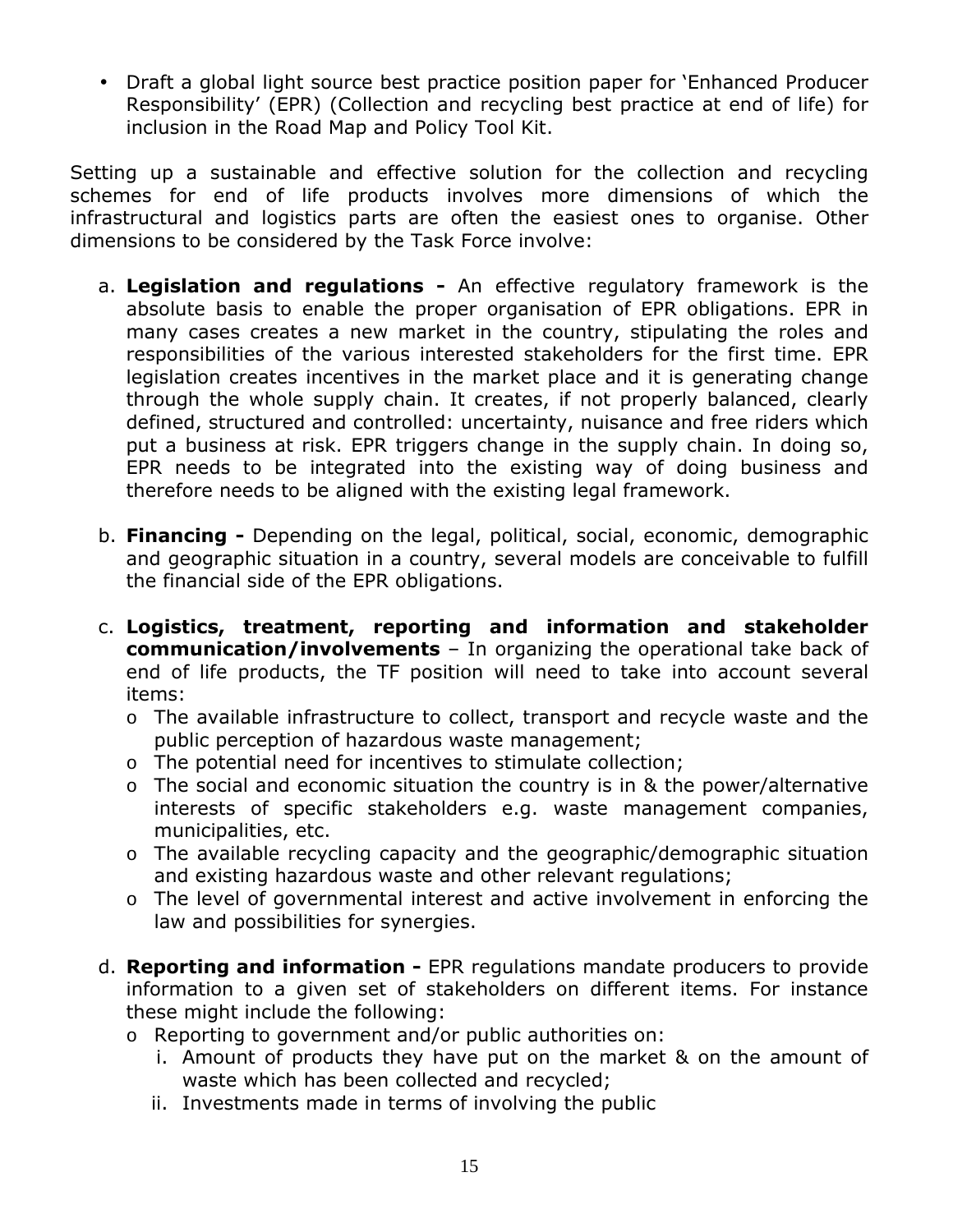- Draft a global light source best practice position paper for 'Enhanced Producer Responsibility' (EPR) (Collection and recycling best practice at end of life) for inclusion in the Road Map and Policy Tool Kit.

Setting up a sustainable and effective solution for the collection and recycling schemes for end of life products involves more dimensions of which the infrastructural and logistics parts are often the easiest ones to organise. Other dimensions to be considered by the Task Force involve:

a. **Legislation and regulations -** An effective regulatory framework is the absolute basis to enable the proper organisation of EPR obligations. EPR in many cases creates a new market in the country, stipulating the roles and responsibilities of the various interested stakeholders for the first time. EPR legislation creates incentives in the market place and it is generating change through the whole supply chain. It creates, if not properly balanced, clearly defined, structured and controlled: uncertainty, nuisance and free riders which put a business at risk. EPR triggers change in the supply chain. In doing so, EPR needs to be integrated into the existing way of doing business and therefore needs to be aligned with the existing legal framework.

b. **Financing -** Depending on the legal, political, social, economic, demographic and geographic situation in a country, several models are conceivable to fulfill the financial side of the EPR obligations.

c. **Logistics, treatment, reporting and information and stakeholder communication/involvements** – In organizing the operational take back of end of life products, the TF position will need to take into account several items:
   - The available infrastructure to collect, transport and recycle waste and the public perception of hazardous waste management;
   - The potential need for incentives to stimulate collection;
   - The social and economic situation the country is in & the power/alternative interests of specific stakeholders e.g. waste management companies, municipalities, etc.
   - The available recycling capacity and the geographic/demographic situation and existing hazardous waste and other relevant regulations;
   - The level of governmental interest and active involvement in enforcing the law and possibilities for synergies.

d. **Reporting and information -** EPR regulations mandate producers to provide information to a given set of stakeholders on different items. For instance these might include the following:
   - Reporting to government and/or public authorities on:
     i. Amount of products they have put on the market & on the amount of waste which has been collected and recycled;
     ii. Investments made in terms of involving the public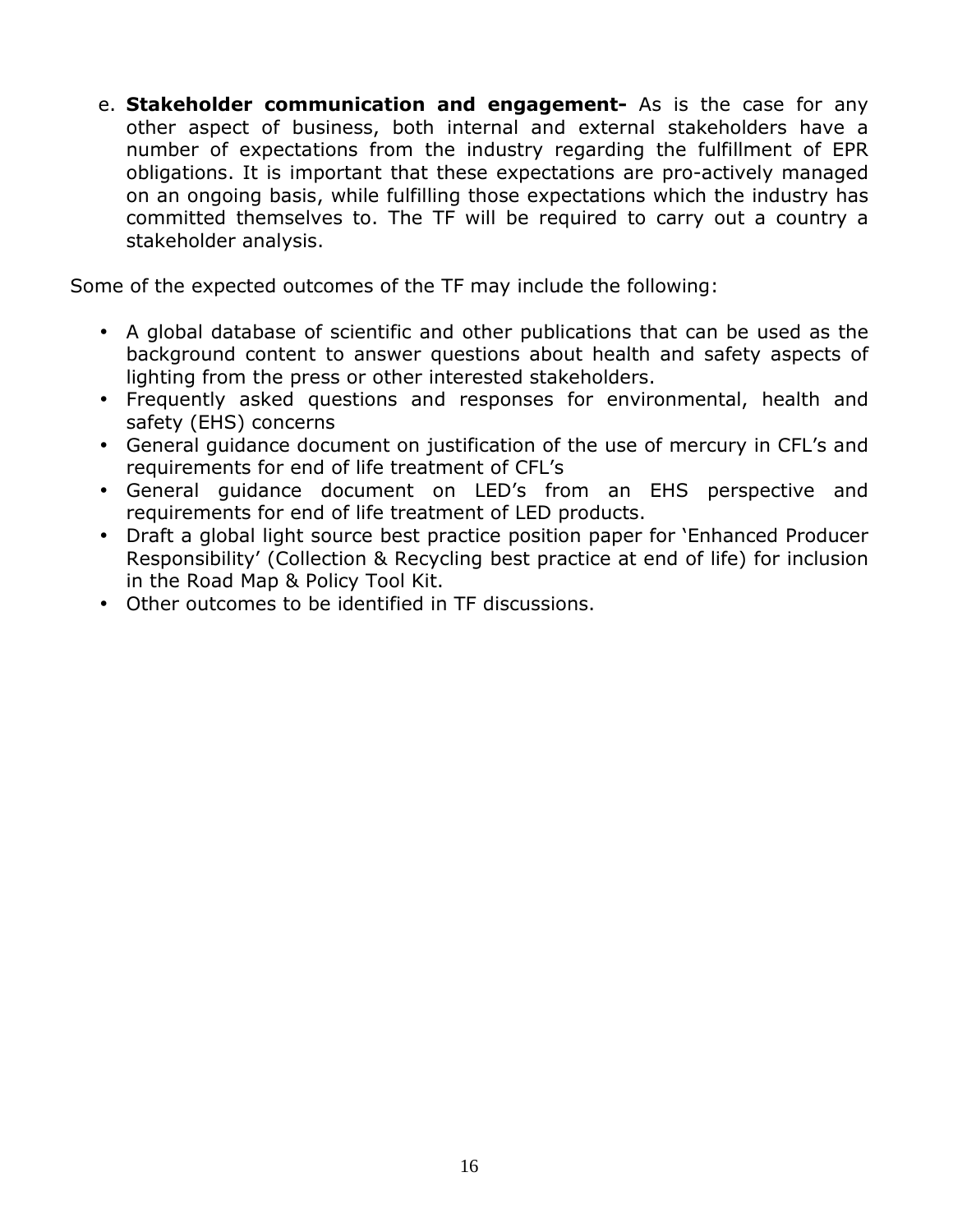e. **Stakeholder communication and engagement-** As is the case for any other aspect of business, both internal and external stakeholders have a number of expectations from the industry regarding the fulfillment of EPR obligations. It is important that these expectations are pro-actively managed on an ongoing basis, while fulfilling those expectations which the industry has committed themselves to. The TF will be required to carry out a country a stakeholder analysis.

Some of the expected outcomes of the TF may include the following:

- A global database of scientific and other publications that can be used as the background content to answer questions about health and safety aspects of lighting from the press or other interested stakeholders.
- Frequently asked questions and responses for environmental, health and safety (EHS) concerns
- General guidance document on justification of the use of mercury in CFL's and requirements for end of life treatment of CFL's
- General guidance document on LED's from an EHS perspective and requirements for end of life treatment of LED products.
- Draft a global light source best practice position paper for 'Enhanced Producer Responsibility' (Collection & Recycling best practice at end of life) for inclusion in the Road Map & Policy Tool Kit.
- Other outcomes to be identified in TF discussions.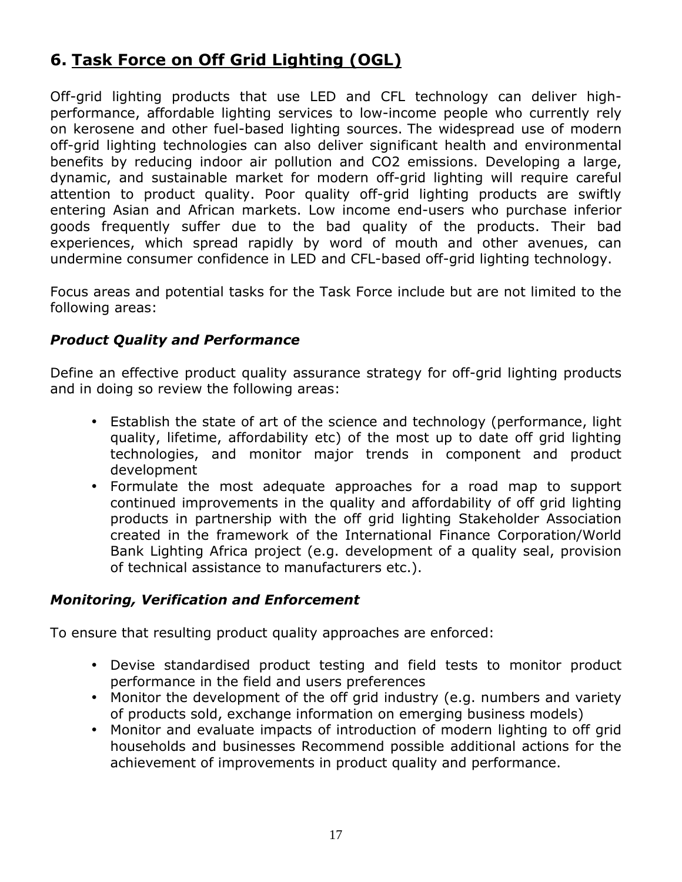## 6. <u>Task Force on Off Grid Lighting (OGL)</u>

Off-grid lighting products that use LED and CFL technology can deliver high-performance, affordable lighting services to low-income people who currently rely on kerosene and other fuel-based lighting sources. The widespread use of modern off-grid lighting technologies can also deliver significant health and environmental benefits by reducing indoor air pollution and CO2 emissions. Developing a large, dynamic, and sustainable market for modern off-grid lighting will require careful attention to product quality. Poor quality off-grid lighting products are swiftly entering Asian and African markets. Low income end-users who purchase inferior goods frequently suffer due to the bad quality of the products. Their bad experiences, which spread rapidly by word of mouth and other avenues, can undermine consumer confidence in LED and CFL-based off-grid lighting technology.

Focus areas and potential tasks for the Task Force include but are not limited to the following areas:

### *Product Quality and Performance*

Define an effective product quality assurance strategy for off-grid lighting products and in doing so review the following areas:

- Establish the state of art of the science and technology (performance, light quality, lifetime, affordability etc) of the most up to date off grid lighting technologies, and monitor major trends in component and product development
- Formulate the most adequate approaches for a road map to support continued improvements in the quality and affordability of off grid lighting products in partnership with the off grid lighting Stakeholder Association created in the framework of the International Finance Corporation/World Bank Lighting Africa project (e.g. development of a quality seal, provision of technical assistance to manufacturers etc.).

### *Monitoring, Verification and Enforcement*

To ensure that resulting product quality approaches are enforced:

- Devise standardised product testing and field tests to monitor product performance in the field and users preferences
- Monitor the development of the off grid industry (e.g. numbers and variety of products sold, exchange information on emerging business models)
- Monitor and evaluate impacts of introduction of modern lighting to off grid households and businesses Recommend possible additional actions for the achievement of improvements in product quality and performance.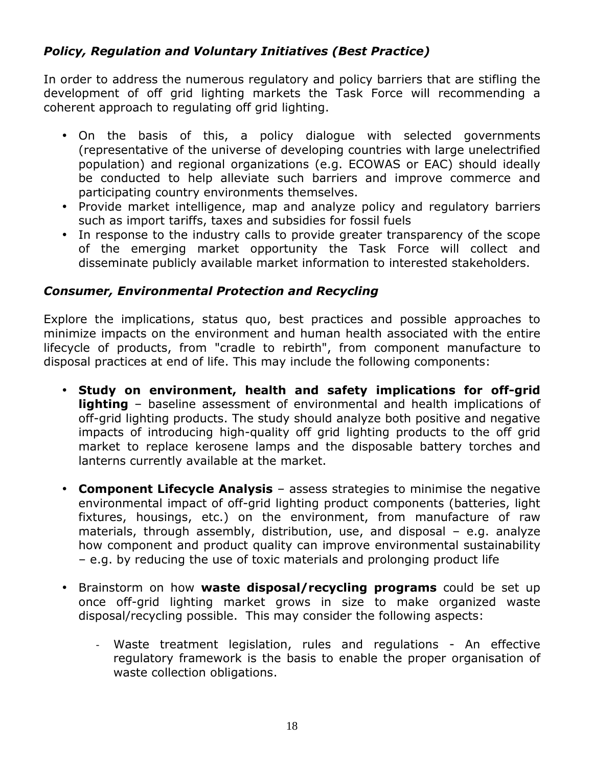### *Policy, Regulation and Voluntary Initiatives (Best Practice)*

In order to address the numerous regulatory and policy barriers that are stifling the development of off grid lighting markets the Task Force will recommending a coherent approach to regulating off grid lighting.

- On the basis of this, a policy dialogue with selected governments (representative of the universe of developing countries with large unelectrified population) and regional organizations (e.g. ECOWAS or EAC) should ideally be conducted to help alleviate such barriers and improve commerce and participating country environments themselves.
- Provide market intelligence, map and analyze policy and regulatory barriers such as import tariffs, taxes and subsidies for fossil fuels
- In response to the industry calls to provide greater transparency of the scope of the emerging market opportunity the Task Force will collect and disseminate publicly available market information to interested stakeholders.

### *Consumer, Environmental Protection and Recycling*

Explore the implications, status quo, best practices and possible approaches to minimize impacts on the environment and human health associated with the entire lifecycle of products, from "cradle to rebirth", from component manufacture to disposal practices at end of life. This may include the following components:

- **Study on environment, health and safety implications for off-grid lighting** – baseline assessment of environmental and health implications of off-grid lighting products. The study should analyze both positive and negative impacts of introducing high-quality off grid lighting products to the off grid market to replace kerosene lamps and the disposable battery torches and lanterns currently available at the market.

- **Component Lifecycle Analysis** – assess strategies to minimise the negative environmental impact of off-grid lighting product components (batteries, light fixtures, housings, etc.) on the environment, from manufacture of raw materials, through assembly, distribution, use, and disposal – e.g. analyze how component and product quality can improve environmental sustainability – e.g. by reducing the use of toxic materials and prolonging product life

- Brainstorm on how **waste disposal/recycling programs** could be set up once off-grid lighting market grows in size to make organized waste disposal/recycling possible. This may consider the following aspects:

  - Waste treatment legislation, rules and regulations - An effective regulatory framework is the basis to enable the proper organisation of waste collection obligations.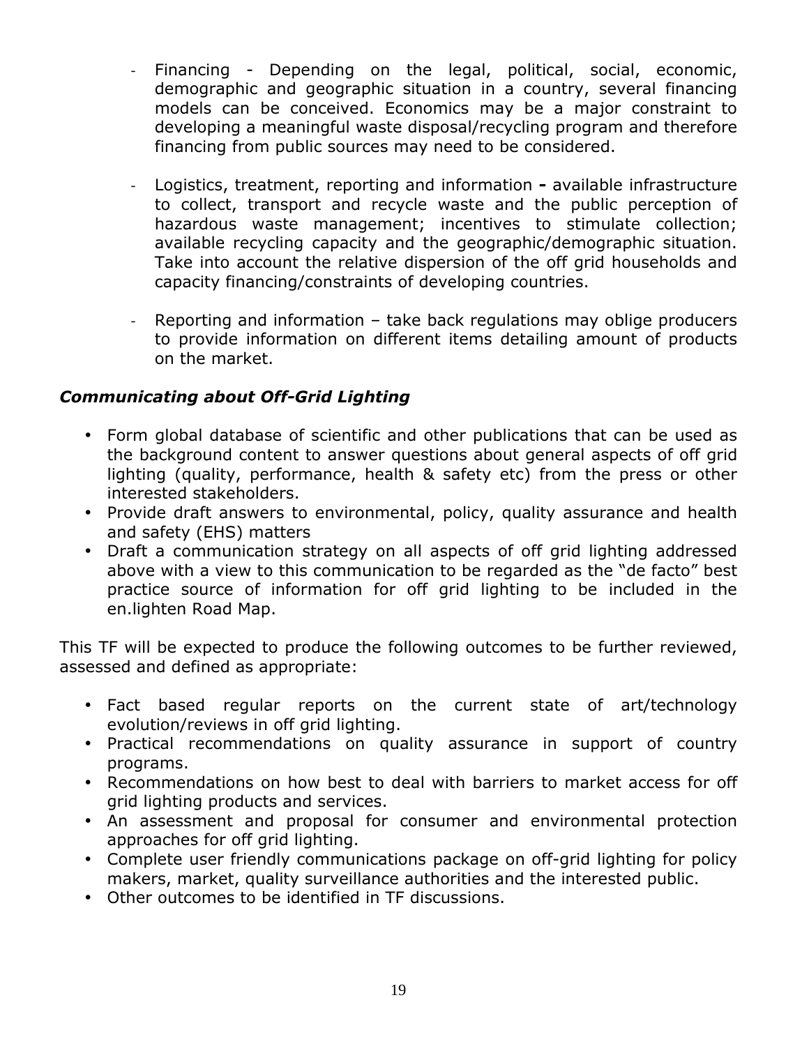- Financing - Depending on the legal, political, social, economic, demographic and geographic situation in a country, several financing models can be conceived. Economics may be a major constraint to developing a meaningful waste disposal/recycling program and therefore financing from public sources may need to be considered.

- Logistics, treatment, reporting and information **-** available infrastructure to collect, transport and recycle waste and the public perception of hazardous waste management; incentives to stimulate collection; available recycling capacity and the geographic/demographic situation. Take into account the relative dispersion of the off grid households and capacity financing/constraints of developing countries.

- Reporting and information – take back regulations may oblige producers to provide information on different items detailing amount of products on the market.

***Communicating about Off-Grid Lighting***

- Form global database of scientific and other publications that can be used as the background content to answer questions about general aspects of off grid lighting (quality, performance, health & safety etc) from the press or other interested stakeholders.
- Provide draft answers to environmental, policy, quality assurance and health and safety (EHS) matters
- Draft a communication strategy on all aspects of off grid lighting addressed above with a view to this communication to be regarded as the "de facto" best practice source of information for off grid lighting to be included in the en.lighten Road Map.

This TF will be expected to produce the following outcomes to be further reviewed, assessed and defined as appropriate:

- Fact based regular reports on the current state of art/technology evolution/reviews in off grid lighting.
- Practical recommendations on quality assurance in support of country programs.
- Recommendations on how best to deal with barriers to market access for off grid lighting products and services.
- An assessment and proposal for consumer and environmental protection approaches for off grid lighting.
- Complete user friendly communications package on off-grid lighting for policy makers, market, quality surveillance authorities and the interested public.
- Other outcomes to be identified in TF discussions.